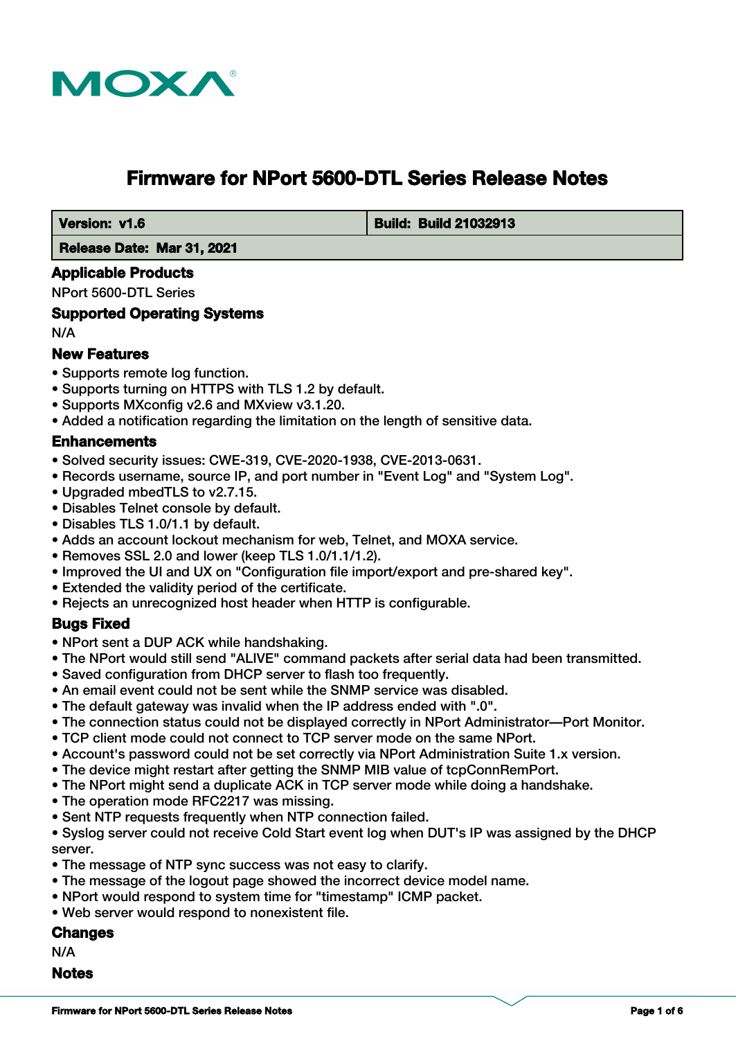# Firmware for NPort 5600-DTL Series Release Notes

| Version: v1.6 | Build: Build 21032913 |
| --- | --- |
| Release Date: Mar 31, 2021 | |

## Applicable Products

NPort 5600-DTL Series

## Supported Operating Systems

N/A

## New Features

- Supports remote log function.
- Supports turning on HTTPS with TLS 1.2 by default.
- Supports MXconfig v2.6 and MXview v3.1.20.
- Added a notification regarding the limitation on the length of sensitive data.

## Enhancements

- Solved security issues: CWE-319, CVE-2020-1938, CVE-2013-0631.
- Records username, source IP, and port number in "Event Log" and "System Log".
- Upgraded mbedTLS to v2.7.15.
- Disables Telnet console by default.
- Disables TLS 1.0/1.1 by default.
- Adds an account lockout mechanism for web, Telnet, and MOXA service.
- Removes SSL 2.0 and lower (keep TLS 1.0/1.1/1.2).
- Improved the UI and UX on "Configuration file import/export and pre-shared key".
- Extended the validity period of the certificate.
- Rejects an unrecognized host header when HTTP is configurable.

## Bugs Fixed

- NPort sent a DUP ACK while handshaking.
- The NPort would still send "ALIVE" command packets after serial data had been transmitted.
- Saved configuration from DHCP server to flash too frequently.
- An email event could not be sent while the SNMP service was disabled.
- The default gateway was invalid when the IP address ended with ".0".
- The connection status could not be displayed correctly in NPort Administrator—Port Monitor.
- TCP client mode could not connect to TCP server mode on the same NPort.
- Account's password could not be set correctly via NPort Administration Suite 1.x version.
- The device might restart after getting the SNMP MIB value of tcpConnRemPort.
- The NPort might send a duplicate ACK in TCP server mode while doing a handshake.
- The operation mode RFC2217 was missing.
- Sent NTP requests frequently when NTP connection failed.
- Syslog server could not receive Cold Start event log when DUT's IP was assigned by the DHCP server.
- The message of NTP sync success was not easy to clarify.
- The message of the logout page showed the incorrect device model name.
- NPort would respond to system time for "timestamp" ICMP packet.
- Web server would respond to nonexistent file.

## Changes

N/A

## Notes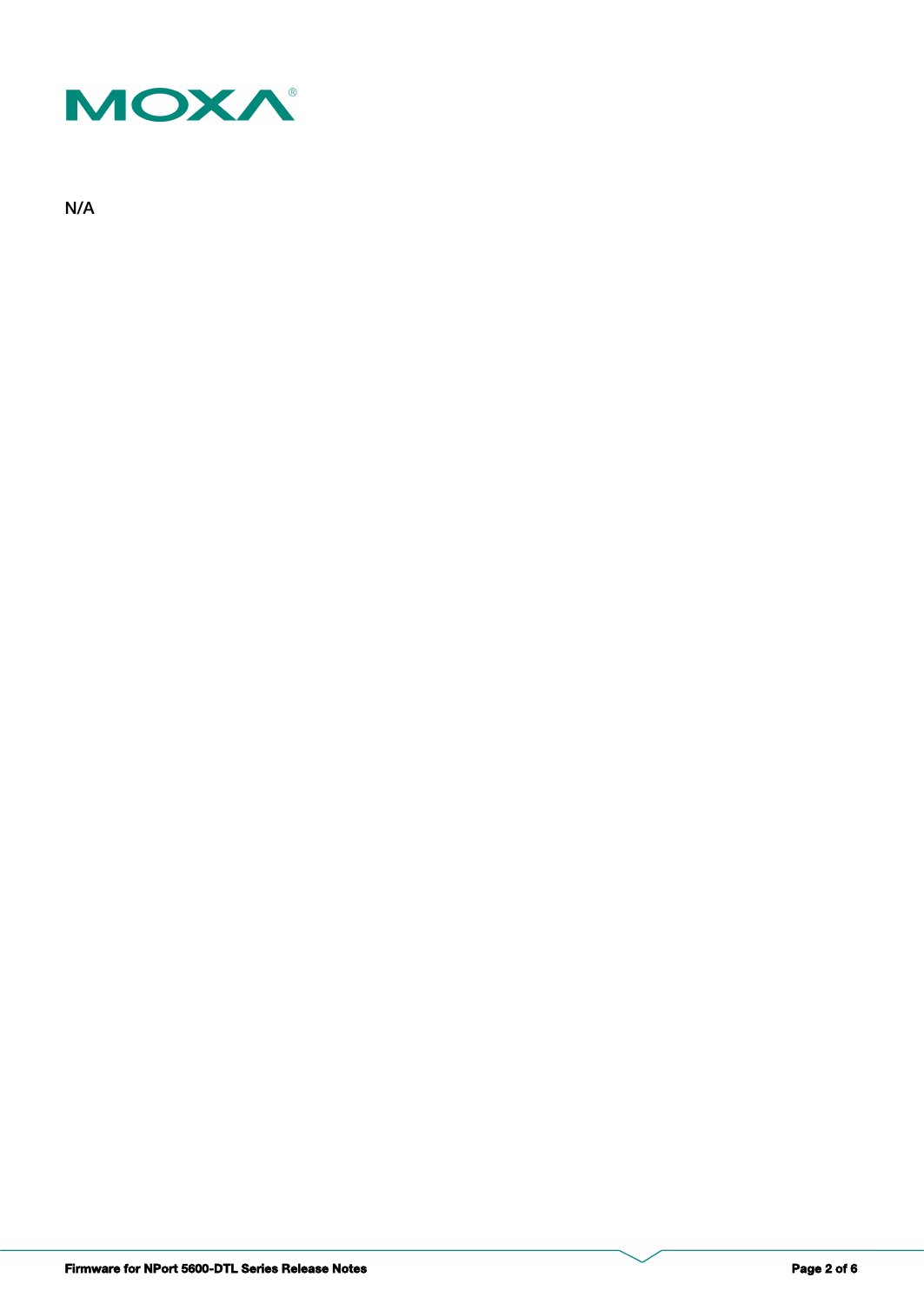N/A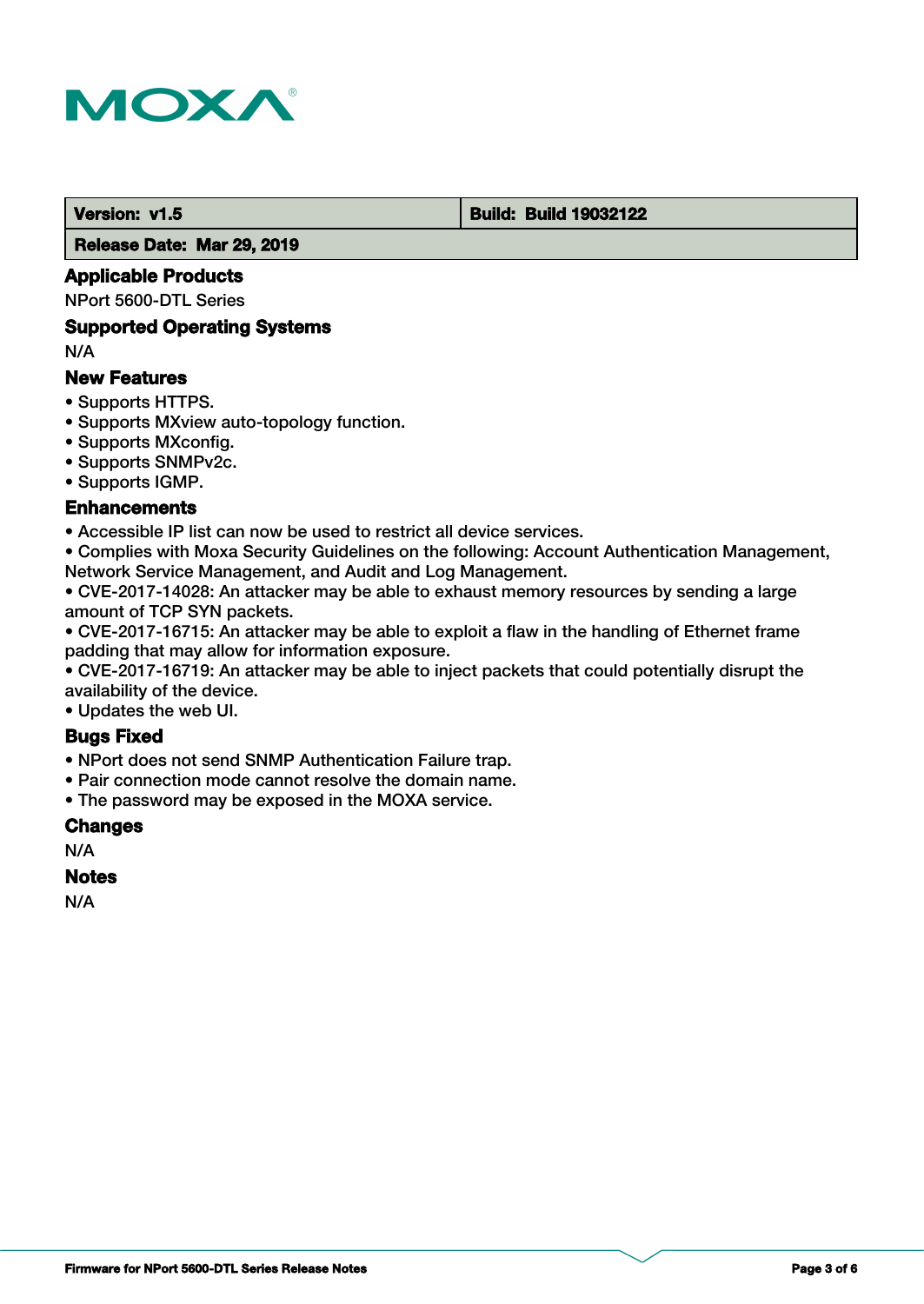| Version: v1.5 | Build: Build 19032122 |
| --- | --- |
| Release Date: Mar 29, 2019 | |

### Applicable Products

NPort 5600-DTL Series

### Supported Operating Systems

N/A

### New Features

- Supports HTTPS.
- Supports MXview auto-topology function.
- Supports MXconfig.
- Supports SNMPv2c.
- Supports IGMP.

### Enhancements

- Accessible IP list can now be used to restrict all device services.
- Complies with Moxa Security Guidelines on the following: Account Authentication Management, Network Service Management, and Audit and Log Management.
- CVE-2017-14028: An attacker may be able to exhaust memory resources by sending a large amount of TCP SYN packets.
- CVE-2017-16715: An attacker may be able to exploit a flaw in the handling of Ethernet frame padding that may allow for information exposure.
- CVE-2017-16719: An attacker may be able to inject packets that could potentially disrupt the availability of the device.
- Updates the web UI.

### Bugs Fixed

- NPort does not send SNMP Authentication Failure trap.
- Pair connection mode cannot resolve the domain name.
- The password may be exposed in the MOXA service.

### Changes

N/A

### Notes

N/A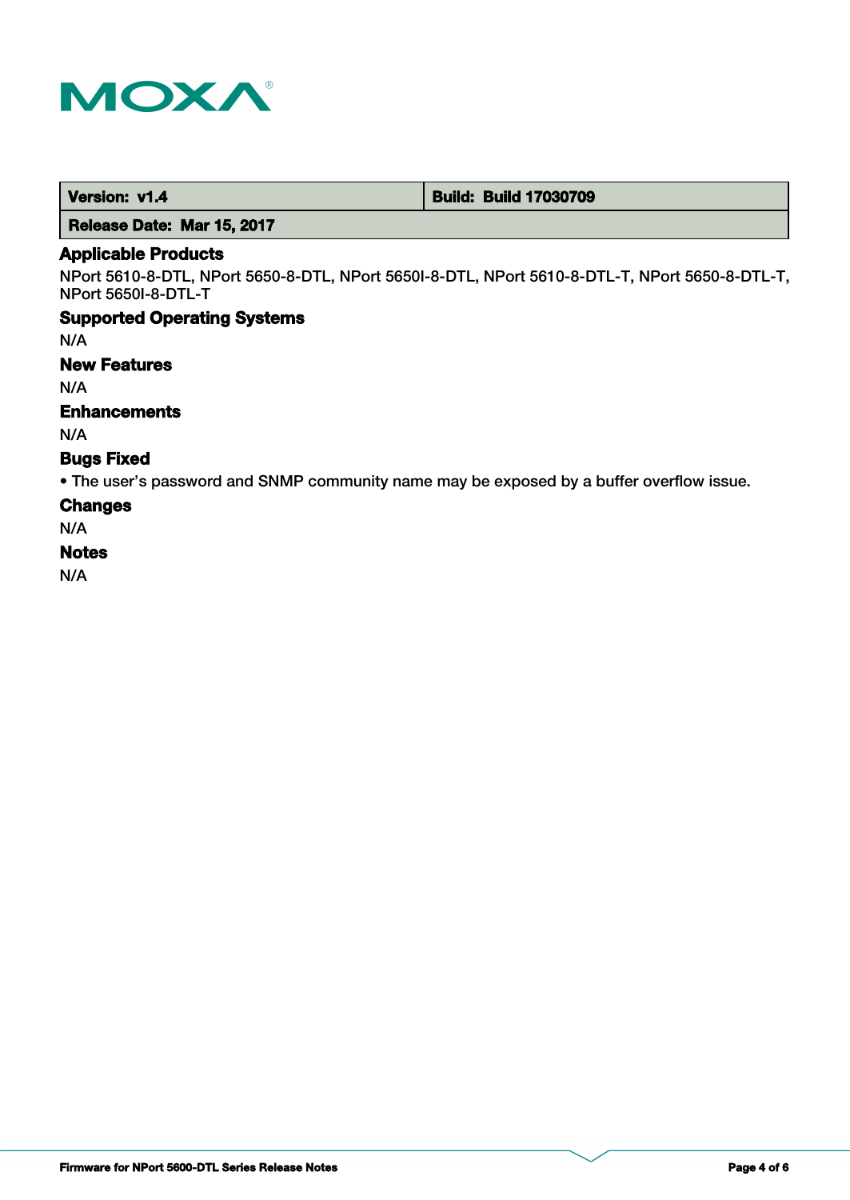| Version: v1.4 | Build: Build 17030709 |
|---|---|
| Release Date: Mar 15, 2017 | |

### Applicable Products

NPort 5610-8-DTL, NPort 5650-8-DTL, NPort 5650I-8-DTL, NPort 5610-8-DTL-T, NPort 5650-8-DTL-T, NPort 5650I-8-DTL-T

### Supported Operating Systems

N/A

### New Features

N/A

### Enhancements

N/A

### Bugs Fixed

- The user's password and SNMP community name may be exposed by a buffer overflow issue.

### Changes

N/A

### Notes

N/A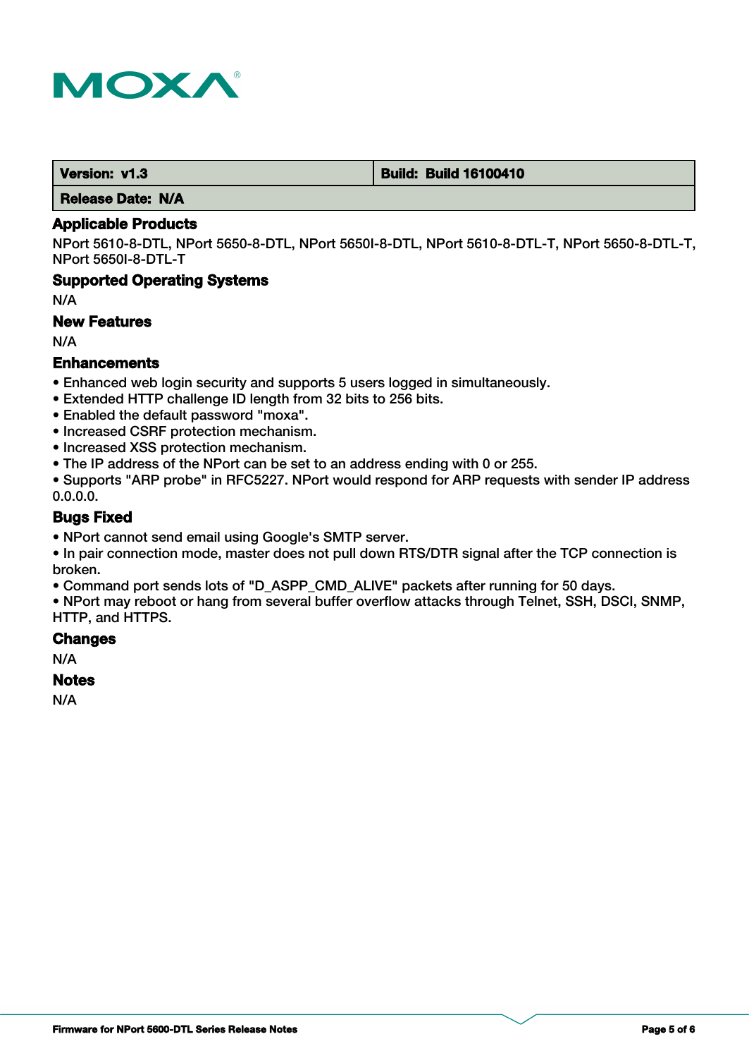| Version: v1.3 | Build: Build 16100410 |
| --- | --- |
| Release Date: N/A | |

### Applicable Products

NPort 5610-8-DTL, NPort 5650-8-DTL, NPort 5650I-8-DTL, NPort 5610-8-DTL-T, NPort 5650-8-DTL-T, NPort 5650I-8-DTL-T

### Supported Operating Systems

N/A

### New Features

N/A

### Enhancements

- Enhanced web login security and supports 5 users logged in simultaneously.
- Extended HTTP challenge ID length from 32 bits to 256 bits.
- Enabled the default password "moxa".
- Increased CSRF protection mechanism.
- Increased XSS protection mechanism.
- The IP address of the NPort can be set to an address ending with 0 or 255.
- Supports "ARP probe" in RFC5227. NPort would respond for ARP requests with sender IP address 0.0.0.0.

### Bugs Fixed

- NPort cannot send email using Google's SMTP server.
- In pair connection mode, master does not pull down RTS/DTR signal after the TCP connection is broken.
- Command port sends lots of "D_ASPP_CMD_ALIVE" packets after running for 50 days.
- NPort may reboot or hang from several buffer overflow attacks through Telnet, SSH, DSCI, SNMP, HTTP, and HTTPS.

### Changes

N/A

### Notes

N/A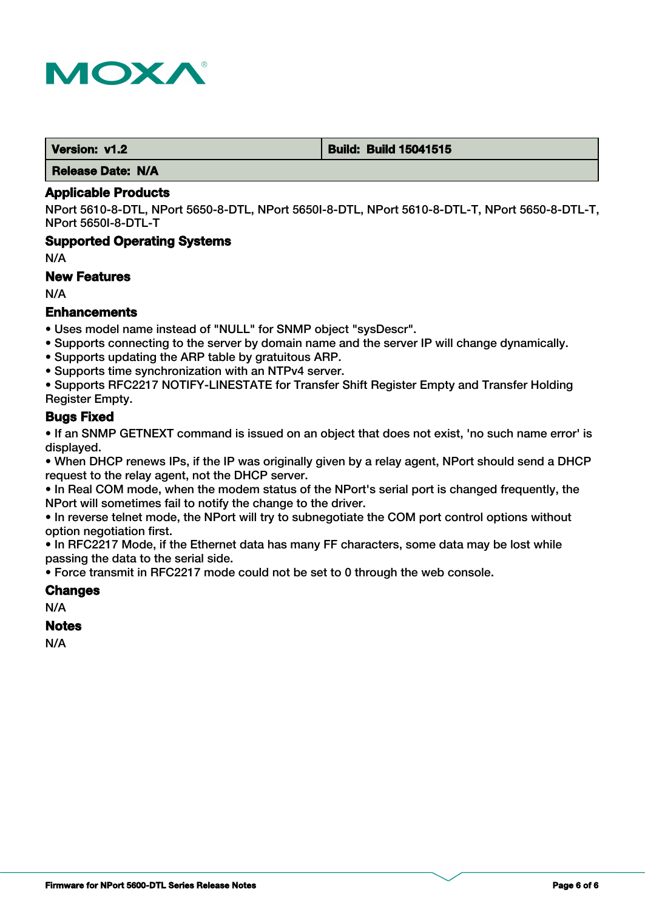| Version: v1.2 | Build: Build 15041515 |
| --- | --- |
| Release Date: N/A | |

### Applicable Products

NPort 5610-8-DTL, NPort 5650-8-DTL, NPort 5650I-8-DTL, NPort 5610-8-DTL-T, NPort 5650-8-DTL-T, NPort 5650I-8-DTL-T

### Supported Operating Systems

N/A

### New Features

N/A

### Enhancements

- Uses model name instead of "NULL" for SNMP object "sysDescr".
- Supports connecting to the server by domain name and the server IP will change dynamically.
- Supports updating the ARP table by gratuitous ARP.
- Supports time synchronization with an NTPv4 server.
- Supports RFC2217 NOTIFY-LINESTATE for Transfer Shift Register Empty and Transfer Holding Register Empty.

### Bugs Fixed

- If an SNMP GETNEXT command is issued on an object that does not exist, 'no such name error' is displayed.
- When DHCP renews IPs, if the IP was originally given by a relay agent, NPort should send a DHCP request to the relay agent, not the DHCP server.
- In Real COM mode, when the modem status of the NPort's serial port is changed frequently, the NPort will sometimes fail to notify the change to the driver.
- In reverse telnet mode, the NPort will try to subnegotiate the COM port control options without option negotiation first.
- In RFC2217 Mode, if the Ethernet data has many FF characters, some data may be lost while passing the data to the serial side.
- Force transmit in RFC2217 mode could not be set to 0 through the web console.

### Changes

N/A

### Notes

N/A